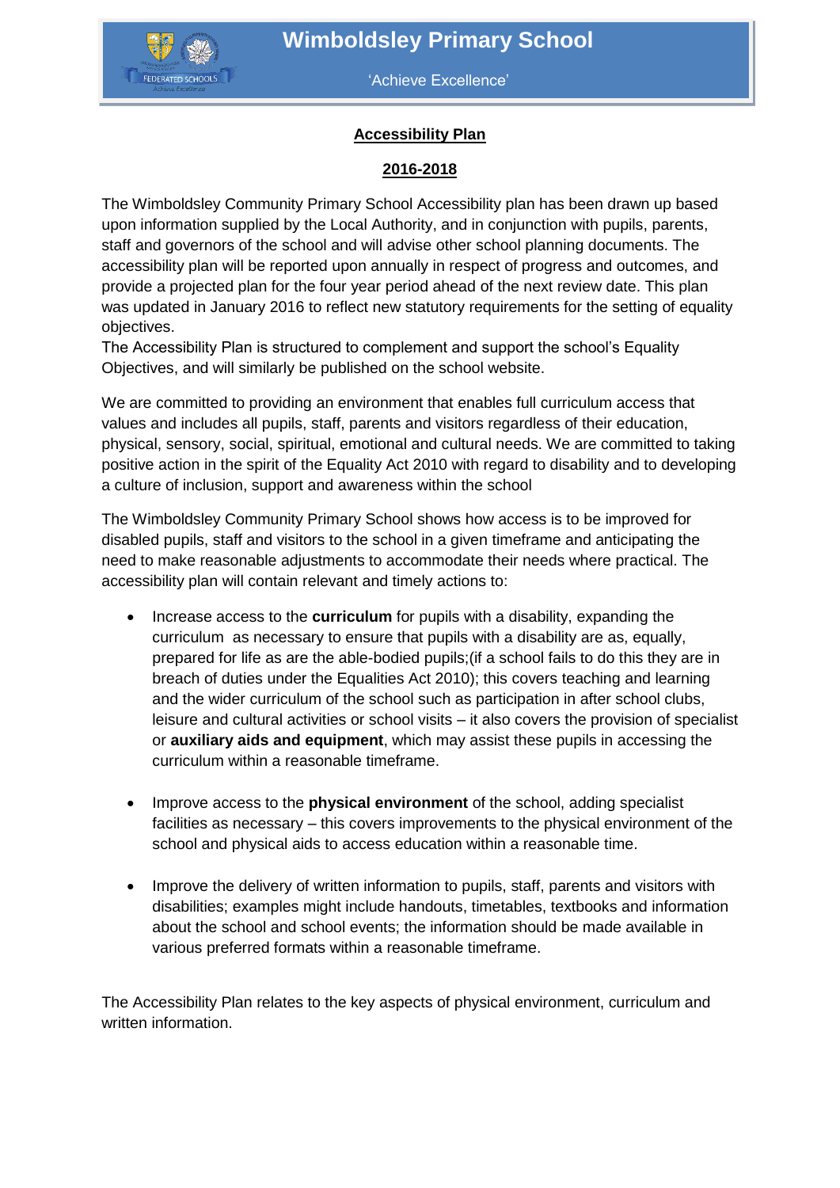# Wimboldsley Primary School

'Achieve Excellence'

## Accessibility Plan

## 2016-2018

The Wimboldsley Community Primary School Accessibility plan has been drawn up based upon information supplied by the Local Authority, and in conjunction with pupils, parents, staff and governors of the school and will advise other school planning documents. The accessibility plan will be reported upon annually in respect of progress and outcomes, and provide a projected plan for the four year period ahead of the next review date. This plan was updated in January 2016 to reflect new statutory requirements for the setting of equality objectives.
The Accessibility Plan is structured to complement and support the school's Equality Objectives, and will similarly be published on the school website.

We are committed to providing an environment that enables full curriculum access that values and includes all pupils, staff, parents and visitors regardless of their education, physical, sensory, social, spiritual, emotional and cultural needs. We are committed to taking positive action in the spirit of the Equality Act 2010 with regard to disability and to developing a culture of inclusion, support and awareness within the school

The Wimboldsley Community Primary School shows how access is to be improved for disabled pupils, staff and visitors to the school in a given timeframe and anticipating the need to make reasonable adjustments to accommodate their needs where practical. The accessibility plan will contain relevant and timely actions to:

- Increase access to the **curriculum** for pupils with a disability, expanding the curriculum as necessary to ensure that pupils with a disability are as, equally, prepared for life as are the able-bodied pupils;(if a school fails to do this they are in breach of duties under the Equalities Act 2010); this covers teaching and learning and the wider curriculum of the school such as participation in after school clubs, leisure and cultural activities or school visits – it also covers the provision of specialist or **auxiliary aids and equipment**, which may assist these pupils in accessing the curriculum within a reasonable timeframe.

- Improve access to the **physical environment** of the school, adding specialist facilities as necessary – this covers improvements to the physical environment of the school and physical aids to access education within a reasonable time.

- Improve the delivery of written information to pupils, staff, parents and visitors with disabilities; examples might include handouts, timetables, textbooks and information about the school and school events; the information should be made available in various preferred formats within a reasonable timeframe.

The Accessibility Plan relates to the key aspects of physical environment, curriculum and written information.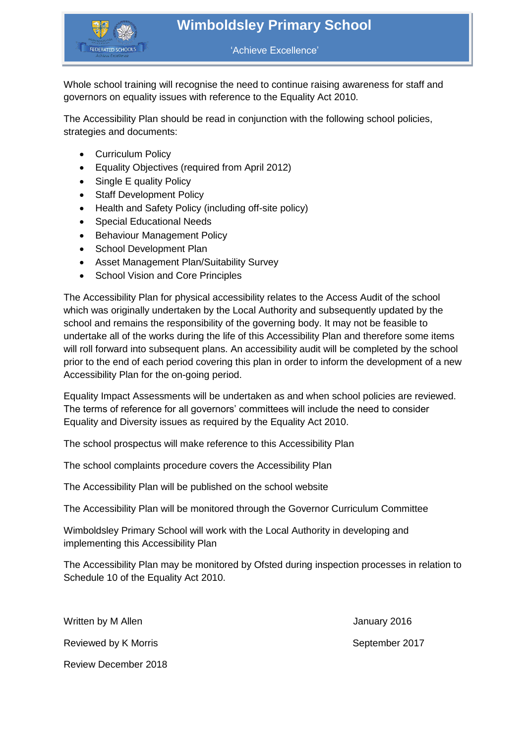Whole school training will recognise the need to continue raising awareness for staff and governors on equality issues with reference to the Equality Act 2010.

The Accessibility Plan should be read in conjunction with the following school policies, strategies and documents:

- Curriculum Policy
- Equality Objectives (required from April 2012)
- Single E quality Policy
- Staff Development Policy
- Health and Safety Policy (including off-site policy)
- Special Educational Needs
- Behaviour Management Policy
- School Development Plan
- Asset Management Plan/Suitability Survey
- School Vision and Core Principles

The Accessibility Plan for physical accessibility relates to the Access Audit of the school which was originally undertaken by the Local Authority and subsequently updated by the school and remains the responsibility of the governing body. It may not be feasible to undertake all of the works during the life of this Accessibility Plan and therefore some items will roll forward into subsequent plans. An accessibility audit will be completed by the school prior to the end of each period covering this plan in order to inform the development of a new Accessibility Plan for the on-going period.

Equality Impact Assessments will be undertaken as and when school policies are reviewed. The terms of reference for all governors' committees will include the need to consider Equality and Diversity issues as required by the Equality Act 2010.

The school prospectus will make reference to this Accessibility Plan

The school complaints procedure covers the Accessibility Plan

The Accessibility Plan will be published on the school website

The Accessibility Plan will be monitored through the Governor Curriculum Committee

Wimboldsley Primary School will work with the Local Authority in developing and implementing this Accessibility Plan

The Accessibility Plan may be monitored by Ofsted during inspection processes in relation to Schedule 10 of the Equality Act 2010.

Written by M Allen — January 2016

Reviewed by K Morris — September 2017

Review December 2018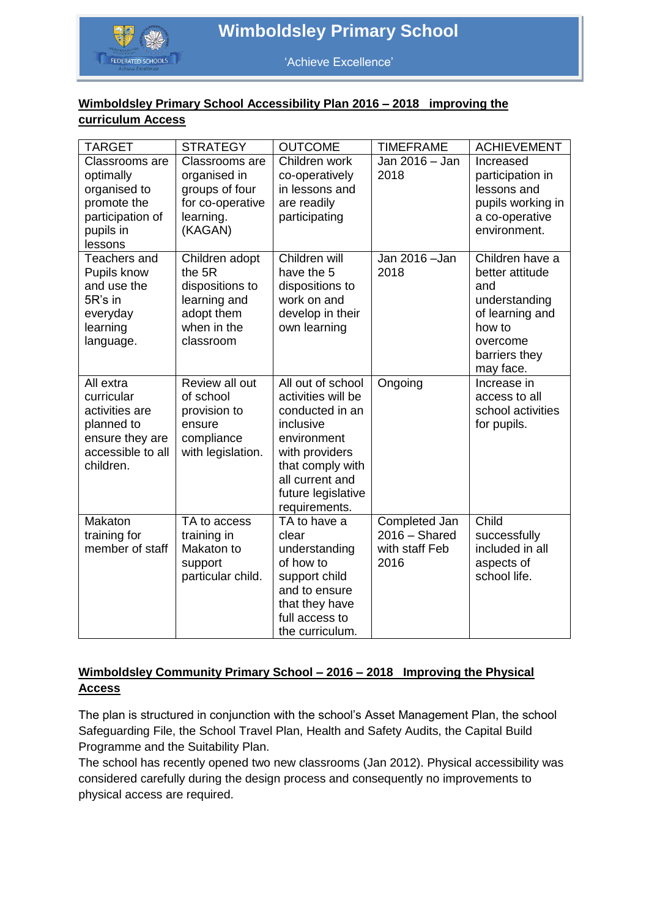**Wimboldsley Primary School Accessibility Plan 2016 – 2018 improving the curriculum Access**

| TARGET | STRATEGY | OUTCOME | TIMEFRAME | ACHIEVEMENT |
|---|---|---|---|---|
| Classrooms are optimally organised to promote the participation of pupils in lessons | Classrooms are organised in groups of four for co-operative learning. (KAGAN) | Children work co-operatively in lessons and are readily participating | Jan 2016 – Jan 2018 | Increased participation in lessons and pupils working in a co-operative environment. |
| Teachers and Pupils know and use the 5R's in everyday learning language. | Children adopt the 5R dispositions to learning and adopt them when in the classroom | Children will have the 5 dispositions to work on and develop in their own learning | Jan 2016 –Jan 2018 | Children have a better attitude and understanding of learning and how to overcome barriers they may face. |
| All extra curricular activities are planned to ensure they are accessible to all children. | Review all out of school provision to ensure compliance with legislation. | All out of school activities will be conducted in an inclusive environment with providers that comply with all current and future legislative requirements. | Ongoing | Increase in access to all school activities for pupils. |
| Makaton training for member of staff | TA to access training in Makaton to support particular child. | TA to have a clear understanding of how to support child and to ensure that they have full access to the curriculum. | Completed Jan 2016 – Shared with staff Feb 2016 | Child successfully included in all aspects of school life. |

**Wimboldsley Community Primary School – 2016 – 2018 Improving the Physical Access**

The plan is structured in conjunction with the school's Asset Management Plan, the school Safeguarding File, the School Travel Plan, Health and Safety Audits, the Capital Build Programme and the Suitability Plan.
The school has recently opened two new classrooms (Jan 2012). Physical accessibility was considered carefully during the design process and consequently no improvements to physical access are required.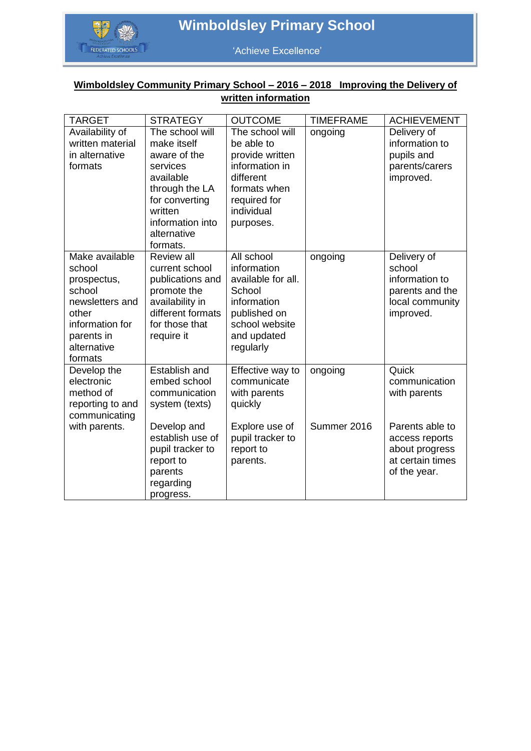**Wimboldsley Community Primary School – 2016 – 2018 Improving the Delivery of written information**

| TARGET | STRATEGY | OUTCOME | TIMEFRAME | ACHIEVEMENT |
|---|---|---|---|---|
| Availability of written material in alternative formats | The school will make itself aware of the services available through the LA for converting written information into alternative formats. | The school will be able to provide written information in different formats when required for individual purposes. | ongoing | Delivery of information to pupils and parents/carers improved. |
| Make available school prospectus, school newsletters and other information for parents in alternative formats | Review all current school publications and promote the availability in different formats for those that require it | All school information available for all. School information published on school website and updated regularly | ongoing | Delivery of school information to parents and the local community improved. |
| Develop the electronic method of reporting to and communicating with parents. | Establish and embed school communication system (texts) | Effective way to communicate with parents quickly | ongoing | Quick communication with parents |
| | Develop and establish use of pupil tracker to report to parents regarding progress. | Explore use of pupil tracker to report to parents. | Summer 2016 | Parents able to access reports about progress at certain times of the year. |